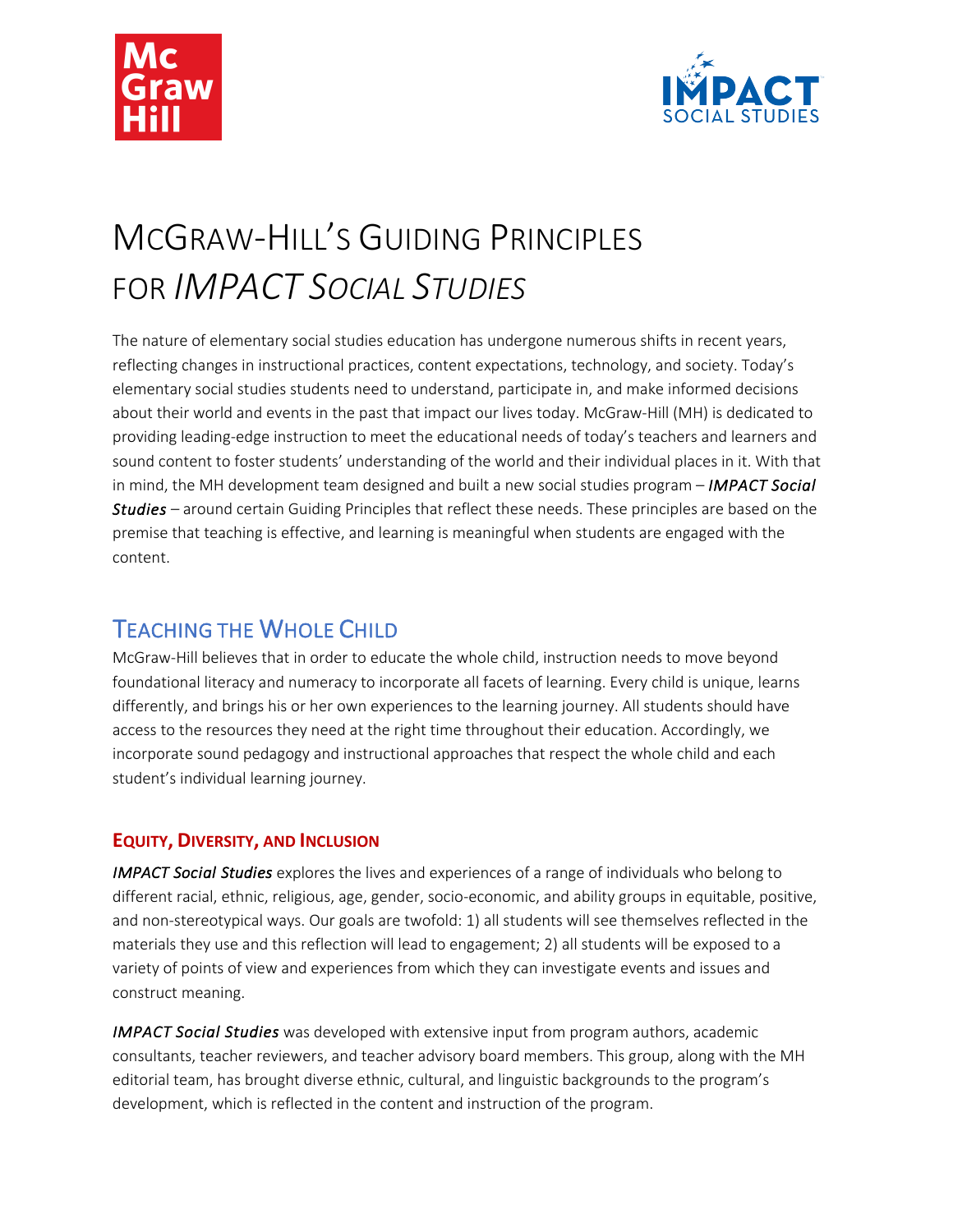# McGraw-Hill's Guiding Principles for *IMPACT Social Studies*

The nature of elementary social studies education has undergone numerous shifts in recent years, reflecting changes in instructional practices, content expectations, technology, and society. Today's elementary social studies students need to understand, participate in, and make informed decisions about their world and events in the past that impact our lives today. McGraw-Hill (MH) is dedicated to providing leading-edge instruction to meet the educational needs of today's teachers and learners and sound content to foster students' understanding of the world and their individual places in it. With that in mind, the MH development team designed and built a new social studies program – ***IMPACT Social Studies*** – around certain Guiding Principles that reflect these needs. These principles are based on the premise that teaching is effective, and learning is meaningful when students are engaged with the content.

## Teaching the Whole Child

McGraw-Hill believes that in order to educate the whole child, instruction needs to move beyond foundational literacy and numeracy to incorporate all facets of learning. Every child is unique, learns differently, and brings his or her own experiences to the learning journey. All students should have access to the resources they need at the right time throughout their education. Accordingly, we incorporate sound pedagogy and instructional approaches that respect the whole child and each student's individual learning journey.

### Equity, Diversity, and Inclusion

*IMPACT Social Studies* explores the lives and experiences of a range of individuals who belong to different racial, ethnic, religious, age, gender, socio-economic, and ability groups in equitable, positive, and non-stereotypical ways. Our goals are twofold: 1) all students will see themselves reflected in the materials they use and this reflection will lead to engagement; 2) all students will be exposed to a variety of points of view and experiences from which they can investigate events and issues and construct meaning.

*IMPACT Social Studies* was developed with extensive input from program authors, academic consultants, teacher reviewers, and teacher advisory board members. This group, along with the MH editorial team, has brought diverse ethnic, cultural, and linguistic backgrounds to the program's development, which is reflected in the content and instruction of the program.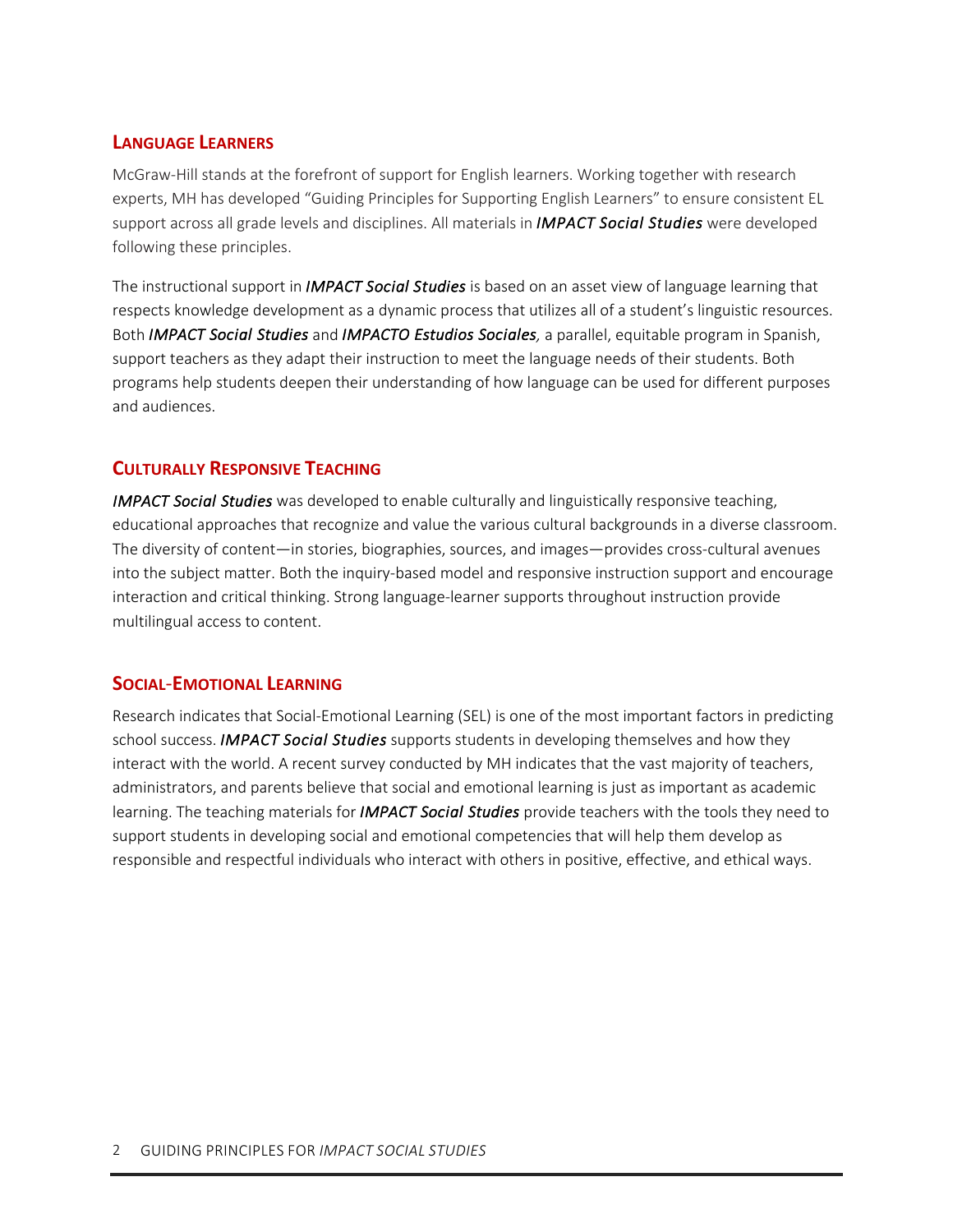## Language Learners

McGraw-Hill stands at the forefront of support for English learners. Working together with research experts, MH has developed "Guiding Principles for Supporting English Learners" to ensure consistent EL support across all grade levels and disciplines. All materials in ***IMPACT Social Studies*** were developed following these principles.

The instructional support in ***IMPACT Social Studies*** is based on an asset view of language learning that respects knowledge development as a dynamic process that utilizes all of a student's linguistic resources. Both ***IMPACT Social Studies*** and ***IMPACTO Estudios Sociales***, a parallel, equitable program in Spanish, support teachers as they adapt their instruction to meet the language needs of their students. Both programs help students deepen their understanding of how language can be used for different purposes and audiences.

## Culturally Responsive Teaching

***IMPACT Social Studies*** was developed to enable culturally and linguistically responsive teaching, educational approaches that recognize and value the various cultural backgrounds in a diverse classroom. The diversity of content—in stories, biographies, sources, and images—provides cross-cultural avenues into the subject matter. Both the inquiry-based model and responsive instruction support and encourage interaction and critical thinking. Strong language-learner supports throughout instruction provide multilingual access to content.

## Social-Emotional Learning

Research indicates that Social-Emotional Learning (SEL) is one of the most important factors in predicting school success. ***IMPACT Social Studies*** supports students in developing themselves and how they interact with the world. A recent survey conducted by MH indicates that the vast majority of teachers, administrators, and parents believe that social and emotional learning is just as important as academic learning. The teaching materials for ***IMPACT Social Studies*** provide teachers with the tools they need to support students in developing social and emotional competencies that will help them develop as responsible and respectful individuals who interact with others in positive, effective, and ethical ways.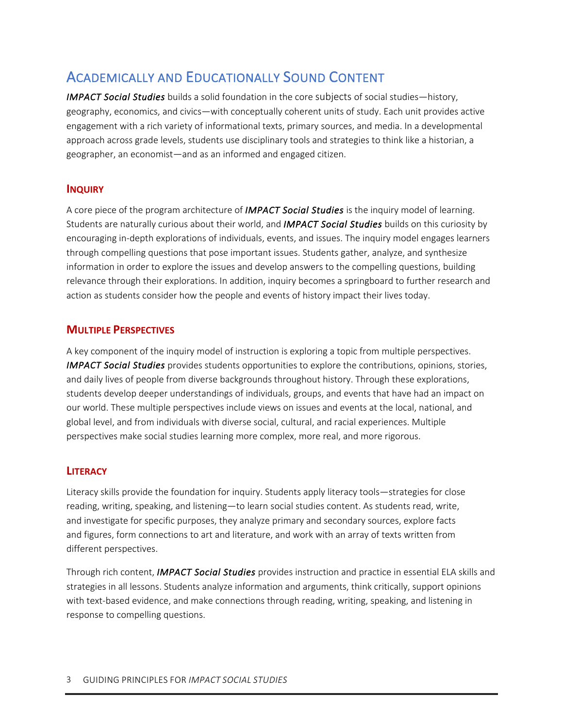## Academically and Educationally Sound Content

***IMPACT Social Studies*** builds a solid foundation in the core subjects of social studies—history, geography, economics, and civics—with conceptually coherent units of study. Each unit provides active engagement with a rich variety of informational texts, primary sources, and media. In a developmental approach across grade levels, students use disciplinary tools and strategies to think like a historian, a geographer, an economist—and as an informed and engaged citizen.

### Inquiry

A core piece of the program architecture of ***IMPACT Social Studies*** is the inquiry model of learning. Students are naturally curious about their world, and ***IMPACT Social Studies*** builds on this curiosity by encouraging in-depth explorations of individuals, events, and issues. The inquiry model engages learners through compelling questions that pose important issues. Students gather, analyze, and synthesize information in order to explore the issues and develop answers to the compelling questions, building relevance through their explorations. In addition, inquiry becomes a springboard to further research and action as students consider how the people and events of history impact their lives today.

### Multiple Perspectives

A key component of the inquiry model of instruction is exploring a topic from multiple perspectives. ***IMPACT Social Studies*** provides students opportunities to explore the contributions, opinions, stories, and daily lives of people from diverse backgrounds throughout history. Through these explorations, students develop deeper understandings of individuals, groups, and events that have had an impact on our world. These multiple perspectives include views on issues and events at the local, national, and global level, and from individuals with diverse social, cultural, and racial experiences. Multiple perspectives make social studies learning more complex, more real, and more rigorous.

### Literacy

Literacy skills provide the foundation for inquiry. Students apply literacy tools—strategies for close reading, writing, speaking, and listening—to learn social studies content. As students read, write, and investigate for specific purposes, they analyze primary and secondary sources, explore facts and figures, form connections to art and literature, and work with an array of texts written from different perspectives.

Through rich content, ***IMPACT Social Studies*** provides instruction and practice in essential ELA skills and strategies in all lessons. Students analyze information and arguments, think critically, support opinions with text-based evidence, and make connections through reading, writing, speaking, and listening in response to compelling questions.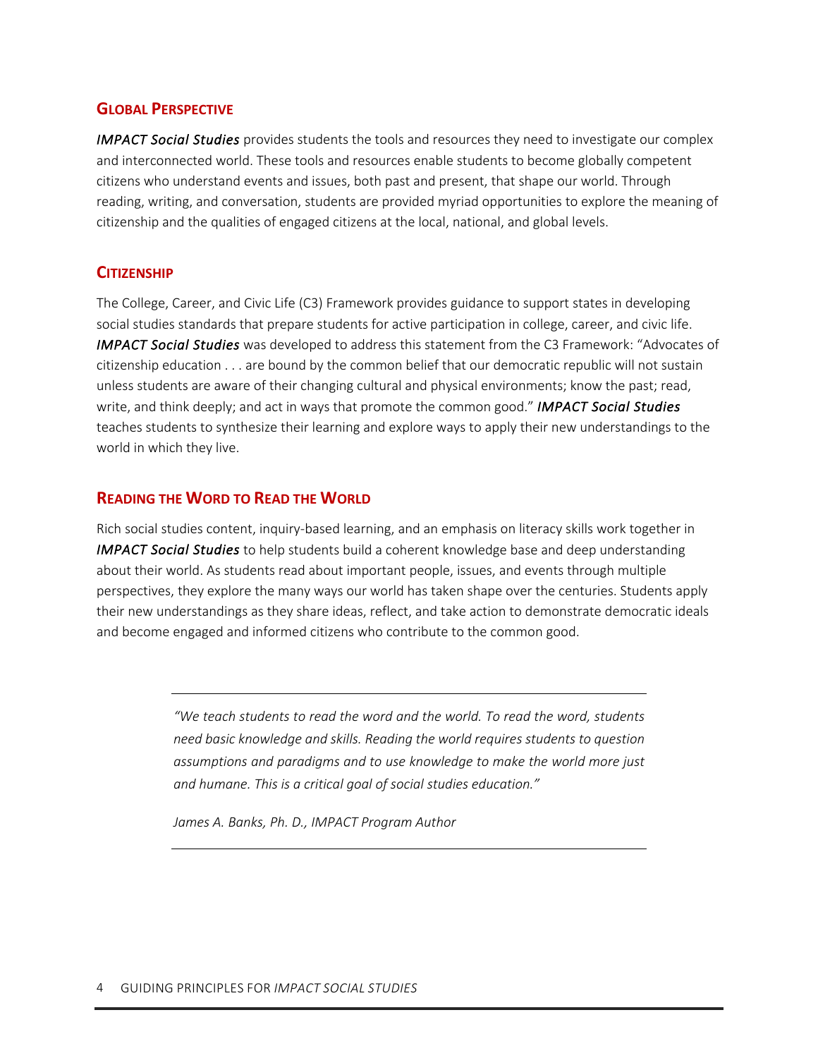## Global Perspective

***IMPACT Social Studies*** provides students the tools and resources they need to investigate our complex and interconnected world. These tools and resources enable students to become globally competent citizens who understand events and issues, both past and present, that shape our world. Through reading, writing, and conversation, students are provided myriad opportunities to explore the meaning of citizenship and the qualities of engaged citizens at the local, national, and global levels.

## Citizenship

The College, Career, and Civic Life (C3) Framework provides guidance to support states in developing social studies standards that prepare students for active participation in college, career, and civic life. ***IMPACT Social Studies*** was developed to address this statement from the C3 Framework: "Advocates of citizenship education . . . are bound by the common belief that our democratic republic will not sustain unless students are aware of their changing cultural and physical environments; know the past; read, write, and think deeply; and act in ways that promote the common good." ***IMPACT Social Studies*** teaches students to synthesize their learning and explore ways to apply their new understandings to the world in which they live.

## Reading the Word to Read the World

Rich social studies content, inquiry-based learning, and an emphasis on literacy skills work together in ***IMPACT Social Studies*** to help students build a coherent knowledge base and deep understanding about their world. As students read about important people, issues, and events through multiple perspectives, they explore the many ways our world has taken shape over the centuries. Students apply their new understandings as they share ideas, reflect, and take action to demonstrate democratic ideals and become engaged and informed citizens who contribute to the common good.

---

> *"We teach students to read the word and the world. To read the word, students need basic knowledge and skills. Reading the world requires students to question assumptions and paradigms and to use knowledge to make the world more just and humane. This is a critical goal of social studies education."*
>
> *James A. Banks, Ph. D., IMPACT Program Author*

---